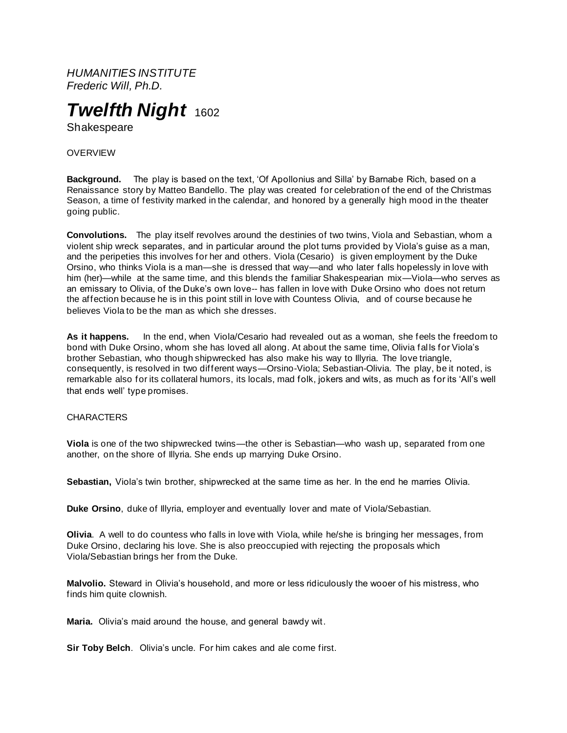*HUMANITIES INSTITUTE*
*Frederic Will, Ph.D.*

# *Twelfth Night* 1602

Shakespeare

OVERVIEW

**Background.** The play is based on the text, 'Of Apollonius and Silla' by Barnabe Rich, based on a Renaissance story by Matteo Bandello. The play was created for celebration of the end of the Christmas Season, a time of festivity marked in the calendar, and honored by a generally high mood in the theater going public.

**Convolutions.** The play itself revolves around the destinies of two twins, Viola and Sebastian, whom a violent ship wreck separates, and in particular around the plot turns provided by Viola's guise as a man, and the peripeties this involves for her and others. Viola (Cesario) is given employment by the Duke Orsino, who thinks Viola is a man—she is dressed that way—and who later falls hopelessly in love with him (her)—while at the same time, and this blends the familiar Shakespearian mix—Viola—who serves as an emissary to Olivia, of the Duke's own love-- has fallen in love with Duke Orsino who does not return the affection because he is in this point still in love with Countess Olivia, and of course because he believes Viola to be the man as which she dresses.

**As it happens.** In the end, when Viola/Cesario had revealed out as a woman, she feels the freedom to bond with Duke Orsino, whom she has loved all along. At about the same time, Olivia falls for Viola's brother Sebastian, who though shipwrecked has also make his way to Illyria. The love triangle, consequently, is resolved in two different ways—Orsino-Viola; Sebastian-Olivia. The play, be it noted, is remarkable also for its collateral humors, its locals, mad folk, jokers and wits, as much as for its 'All's well that ends well' type promises.

CHARACTERS

**Viola** is one of the two shipwrecked twins—the other is Sebastian—who wash up, separated from one another, on the shore of Illyria. She ends up marrying Duke Orsino.

**Sebastian,** Viola's twin brother, shipwrecked at the same time as her. In the end he marries Olivia.

**Duke Orsino**, duke of Illyria, employer and eventually lover and mate of Viola/Sebastian.

**Olivia**. A well to do countess who falls in love with Viola, while he/she is bringing her messages, from Duke Orsino, declaring his love. She is also preoccupied with rejecting the proposals which Viola/Sebastian brings her from the Duke.

**Malvolio.** Steward in Olivia's household, and more or less ridiculously the wooer of his mistress, who finds him quite clownish.

**Maria.** Olivia's maid around the house, and general bawdy wit.

**Sir Toby Belch**. Olivia's uncle. For him cakes and ale come first.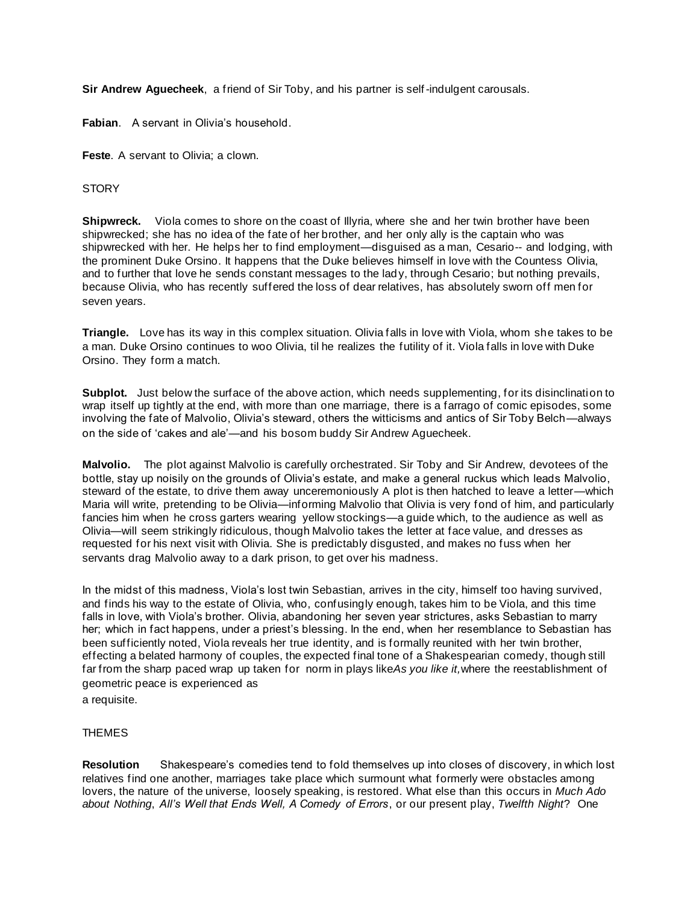**Sir Andrew Aguecheek**, a friend of Sir Toby, and his partner is self-indulgent carousals.

**Fabian**. A servant in Olivia's household.

**Feste**. A servant to Olivia; a clown.

STORY

**Shipwreck.** Viola comes to shore on the coast of Illyria, where she and her twin brother have been shipwrecked; she has no idea of the fate of her brother, and her only ally is the captain who was shipwrecked with her. He helps her to find employment—disguised as a man, Cesario-- and lodging, with the prominent Duke Orsino. It happens that the Duke believes himself in love with the Countess Olivia, and to further that love he sends constant messages to the lady, through Cesario; but nothing prevails, because Olivia, who has recently suffered the loss of dear relatives, has absolutely sworn off men for seven years.

**Triangle.** Love has its way in this complex situation. Olivia falls in love with Viola, whom she takes to be a man. Duke Orsino continues to woo Olivia, til he realizes the futility of it. Viola falls in love with Duke Orsino. They form a match.

**Subplot.** Just below the surface of the above action, which needs supplementing, for its disinclination to wrap itself up tightly at the end, with more than one marriage, there is a farrago of comic episodes, some involving the fate of Malvolio, Olivia's steward, others the witticisms and antics of Sir Toby Belch—always on the side of 'cakes and ale'—and his bosom buddy Sir Andrew Aguecheek.

**Malvolio.** The plot against Malvolio is carefully orchestrated. Sir Toby and Sir Andrew, devotees of the bottle, stay up noisily on the grounds of Olivia's estate, and make a general ruckus which leads Malvolio, steward of the estate, to drive them away unceremoniously A plot is then hatched to leave a letter—which Maria will write, pretending to be Olivia—informing Malvolio that Olivia is very fond of him, and particularly fancies him when he cross garters wearing yellow stockings—a guide which, to the audience as well as Olivia—will seem strikingly ridiculous, though Malvolio takes the letter at face value, and dresses as requested for his next visit with Olivia. She is predictably disgusted, and makes no fuss when her servants drag Malvolio away to a dark prison, to get over his madness.

In the midst of this madness, Viola's lost twin Sebastian, arrives in the city, himself too having survived, and finds his way to the estate of Olivia, who, confusingly enough, takes him to be Viola, and this time falls in love, with Viola's brother. Olivia, abandoning her seven year strictures, asks Sebastian to marry her; which in fact happens, under a priest's blessing. In the end, when her resemblance to Sebastian has been sufficiently noted, Viola reveals her true identity, and is formally reunited with her twin brother, effecting a belated harmony of couples, the expected final tone of a Shakespearian comedy, though still far from the sharp paced wrap up taken for norm in plays like *As you like it,* where the reestablishment of geometric peace is experienced as a requisite.

THEMES

**Resolution** Shakespeare's comedies tend to fold themselves up into closes of discovery, in which lost relatives find one another, marriages take place which surmount what formerly were obstacles among lovers, the nature of the universe, loosely speaking, is restored. What else than this occurs in *Much Ado about Nothing*, *All's Well that Ends Well, A Comedy of Errors*, or our present play, *Twelfth Night*? One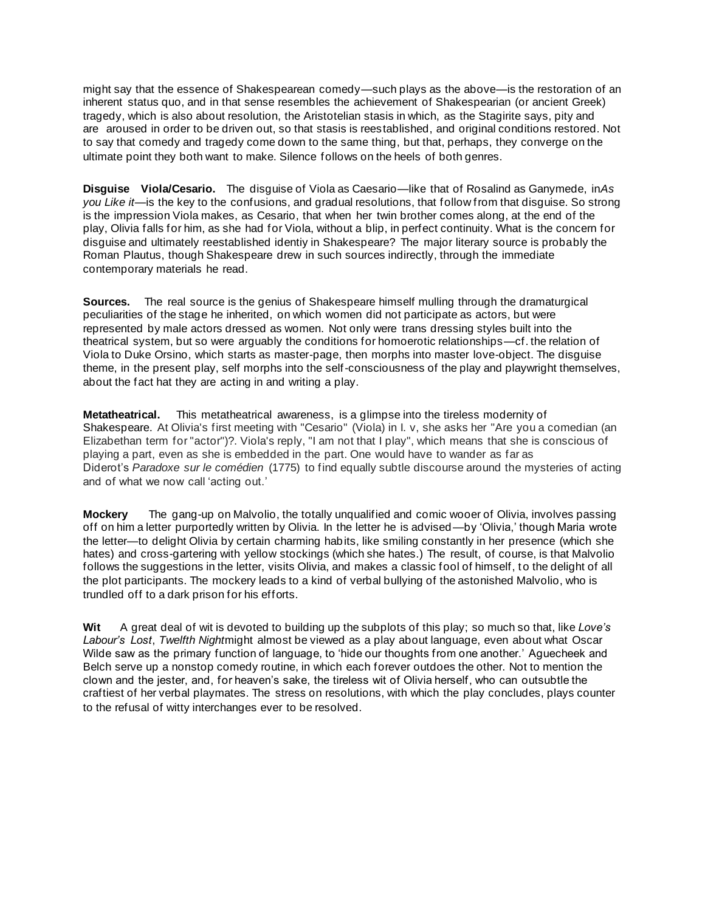might say that the essence of Shakespearean comedy—such plays as the above—is the restoration of an inherent status quo, and in that sense resembles the achievement of Shakespearian (or ancient Greek) tragedy, which is also about resolution, the Aristotelian stasis in which, as the Stagirite says, pity and are aroused in order to be driven out, so that stasis is reestablished, and original conditions restored. Not to say that comedy and tragedy come down to the same thing, but that, perhaps, they converge on the ultimate point they both want to make. Silence follows on the heels of both genres.

**Disguise Viola/Cesario.** The disguise of Viola as Caesario—like that of Rosalind as Ganymede, in*As you Like it*—is the key to the confusions, and gradual resolutions, that follow from that disguise. So strong is the impression Viola makes, as Cesario, that when her twin brother comes along, at the end of the play, Olivia falls for him, as she had for Viola, without a blip, in perfect continuity. What is the concern for disguise and ultimately reestablished identiy in Shakespeare? The major literary source is probably the Roman Plautus, though Shakespeare drew in such sources indirectly, through the immediate contemporary materials he read.

**Sources.** The real source is the genius of Shakespeare himself mulling through the dramaturgical peculiarities of the stage he inherited, on which women did not participate as actors, but were represented by male actors dressed as women. Not only were trans dressing styles built into the theatrical system, but so were arguably the conditions for homoerotic relationships—cf. the relation of Viola to Duke Orsino, which starts as master-page, then morphs into master love-object. The disguise theme, in the present play, self morphs into the self-consciousness of the play and playwright themselves, about the fact hat they are acting in and writing a play.

**Metatheatrical.** This metatheatrical awareness, is a glimpse into the tireless modernity of Shakespeare. At Olivia's first meeting with "Cesario" (Viola) in I. v, she asks her "Are you a comedian (an Elizabethan term for "actor")?. Viola's reply, "I am not that I play", which means that she is conscious of playing a part, even as she is embedded in the part. One would have to wander as far as Diderot's *Paradoxe sur le comédien* (1775) to find equally subtle discourse around the mysteries of acting and of what we now call 'acting out.'

**Mockery** The gang-up on Malvolio, the totally unqualified and comic wooer of Olivia, involves passing off on him a letter purportedly written by Olivia. In the letter he is advised—by 'Olivia,' though Maria wrote the letter—to delight Olivia by certain charming habits, like smiling constantly in her presence (which she hates) and cross-gartering with yellow stockings (which she hates.) The result, of course, is that Malvolio follows the suggestions in the letter, visits Olivia, and makes a classic fool of himself, to the delight of all the plot participants. The mockery leads to a kind of verbal bullying of the astonished Malvolio, who is trundled off to a dark prison for his efforts.

**Wit** A great deal of wit is devoted to building up the subplots of this play; so much so that, like *Love's Labour's Lost*, *Twelfth Night*might almost be viewed as a play about language, even about what Oscar Wilde saw as the primary function of language, to 'hide our thoughts from one another.' Aguecheek and Belch serve up a nonstop comedy routine, in which each forever outdoes the other. Not to mention the clown and the jester, and, for heaven's sake, the tireless wit of Olivia herself, who can outsubtle the craftiest of her verbal playmates. The stress on resolutions, with which the play concludes, plays counter to the refusal of witty interchanges ever to be resolved.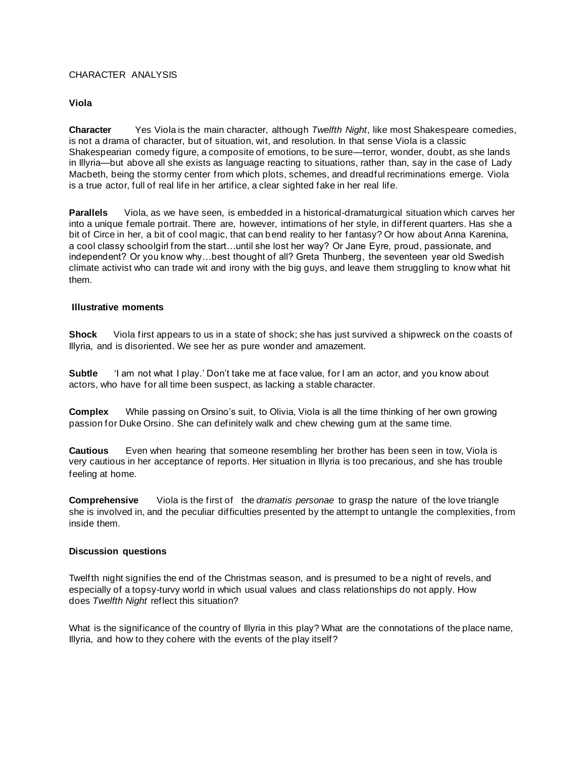CHARACTER ANALYSIS

**Viola**

**Character** Yes Viola is the main character, although *Twelfth Night*, like most Shakespeare comedies, is not a drama of character, but of situation, wit, and resolution. In that sense Viola is a classic Shakespearian comedy figure, a composite of emotions, to be sure—terror, wonder, doubt, as she lands in Illyria—but above all she exists as language reacting to situations, rather than, say in the case of Lady Macbeth, being the stormy center from which plots, schemes, and dreadful recriminations emerge. Viola is a true actor, full of real life in her artifice, a clear sighted fake in her real life.

**Parallels** Viola, as we have seen, is embedded in a historical-dramaturgical situation which carves her into a unique female portrait. There are, however, intimations of her style, in different quarters. Has she a bit of Circe in her, a bit of cool magic, that can bend reality to her fantasy? Or how about Anna Karenina, a cool classy schoolgirl from the start…until she lost her way? Or Jane Eyre, proud, passionate, and independent? Or you know why…best thought of all? Greta Thunberg, the seventeen year old Swedish climate activist who can trade wit and irony with the big guys, and leave them struggling to know what hit them.

**Illustrative moments**

**Shock** Viola first appears to us in a state of shock; she has just survived a shipwreck on the coasts of Illyria, and is disoriented. We see her as pure wonder and amazement.

**Subtle** 'I am not what I play.' Don't take me at face value, for I am an actor, and you know about actors, who have for all time been suspect, as lacking a stable character.

**Complex** While passing on Orsino's suit, to Olivia, Viola is all the time thinking of her own growing passion for Duke Orsino. She can definitely walk and chew chewing gum at the same time.

**Cautious** Even when hearing that someone resembling her brother has been seen in tow, Viola is very cautious in her acceptance of reports. Her situation in Illyria is too precarious, and she has trouble feeling at home.

**Comprehensive** Viola is the first of the *dramatis personae* to grasp the nature of the love triangle she is involved in, and the peculiar difficulties presented by the attempt to untangle the complexities, from inside them.

**Discussion questions**

Twelfth night signifies the end of the Christmas season, and is presumed to be a night of revels, and especially of a topsy-turvy world in which usual values and class relationships do not apply. How does *Twelfth Night* reflect this situation?

What is the significance of the country of Illyria in this play? What are the connotations of the place name, Illyria, and how to they cohere with the events of the play itself?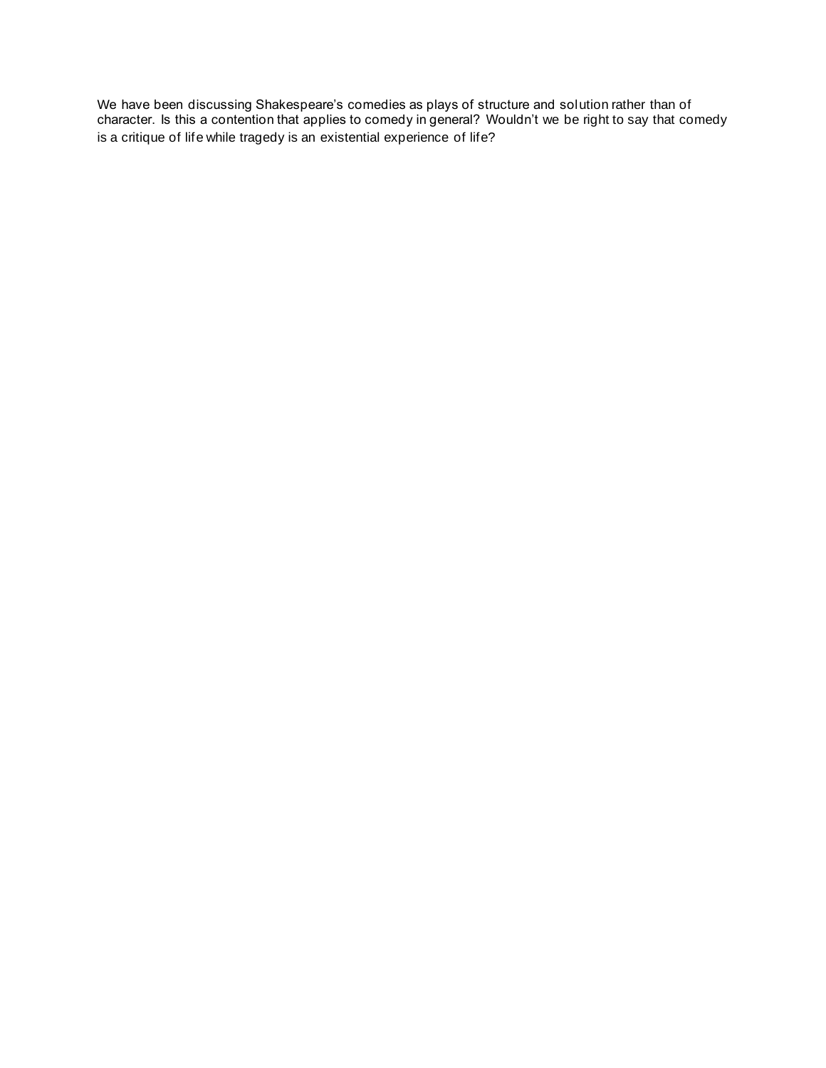We have been discussing Shakespeare's comedies as plays of structure and solution rather than of character. Is this a contention that applies to comedy in general? Wouldn't we be right to say that comedy is a critique of life while tragedy is an existential experience of life?